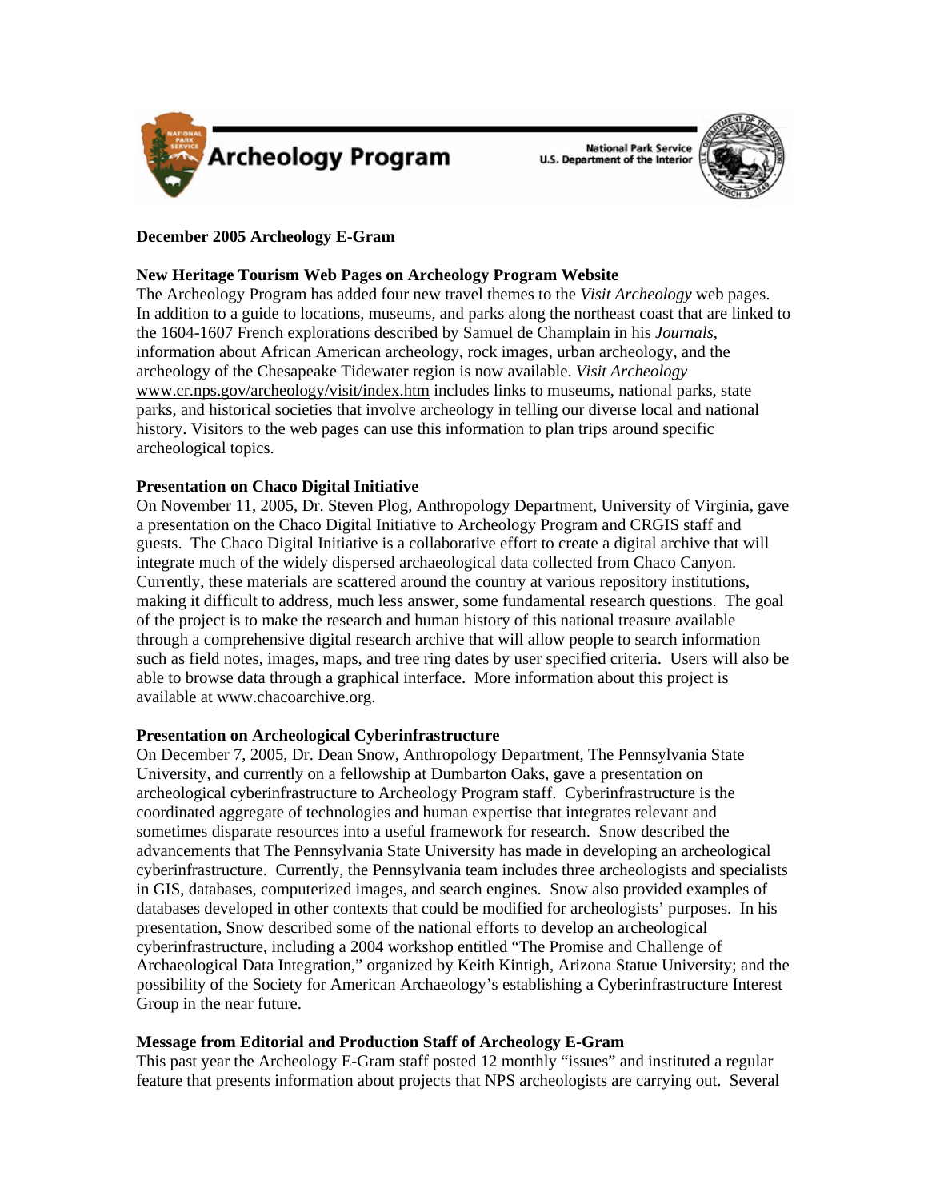Archeology Program

National Park Service
U.S. Department of the Interior

**December 2005 Archeology E-Gram**

**New Heritage Tourism Web Pages on Archeology Program Website**
The Archeology Program has added four new travel themes to the *Visit Archeology* web pages. In addition to a guide to locations, museums, and parks along the northeast coast that are linked to the 1604-1607 French explorations described by Samuel de Champlain in his *Journals*, information about African American archeology, rock images, urban archeology, and the archeology of the Chesapeake Tidewater region is now available. *Visit Archeology* www.cr.nps.gov/archeology/visit/index.htm includes links to museums, national parks, state parks, and historical societies that involve archeology in telling our diverse local and national history. Visitors to the web pages can use this information to plan trips around specific archeological topics.

**Presentation on Chaco Digital Initiative**
On November 11, 2005, Dr. Steven Plog, Anthropology Department, University of Virginia, gave a presentation on the Chaco Digital Initiative to Archeology Program and CRGIS staff and guests. The Chaco Digital Initiative is a collaborative effort to create a digital archive that will integrate much of the widely dispersed archaeological data collected from Chaco Canyon. Currently, these materials are scattered around the country at various repository institutions, making it difficult to address, much less answer, some fundamental research questions. The goal of the project is to make the research and human history of this national treasure available through a comprehensive digital research archive that will allow people to search information such as field notes, images, maps, and tree ring dates by user specified criteria. Users will also be able to browse data through a graphical interface. More information about this project is available at www.chacoarchive.org.

**Presentation on Archeological Cyberinfrastructure**
On December 7, 2005, Dr. Dean Snow, Anthropology Department, The Pennsylvania State University, and currently on a fellowship at Dumbarton Oaks, gave a presentation on archeological cyberinfrastructure to Archeology Program staff. Cyberinfrastructure is the coordinated aggregate of technologies and human expertise that integrates relevant and sometimes disparate resources into a useful framework for research. Snow described the advancements that The Pennsylvania State University has made in developing an archeological cyberinfrastructure. Currently, the Pennsylvania team includes three archeologists and specialists in GIS, databases, computerized images, and search engines. Snow also provided examples of databases developed in other contexts that could be modified for archeologists' purposes. In his presentation, Snow described some of the national efforts to develop an archeological cyberinfrastructure, including a 2004 workshop entitled "The Promise and Challenge of Archaeological Data Integration," organized by Keith Kintigh, Arizona Statue University; and the possibility of the Society for American Archaeology's establishing a Cyberinfrastructure Interest Group in the near future.

**Message from Editorial and Production Staff of Archeology E-Gram**
This past year the Archeology E-Gram staff posted 12 monthly "issues" and instituted a regular feature that presents information about projects that NPS archeologists are carrying out. Several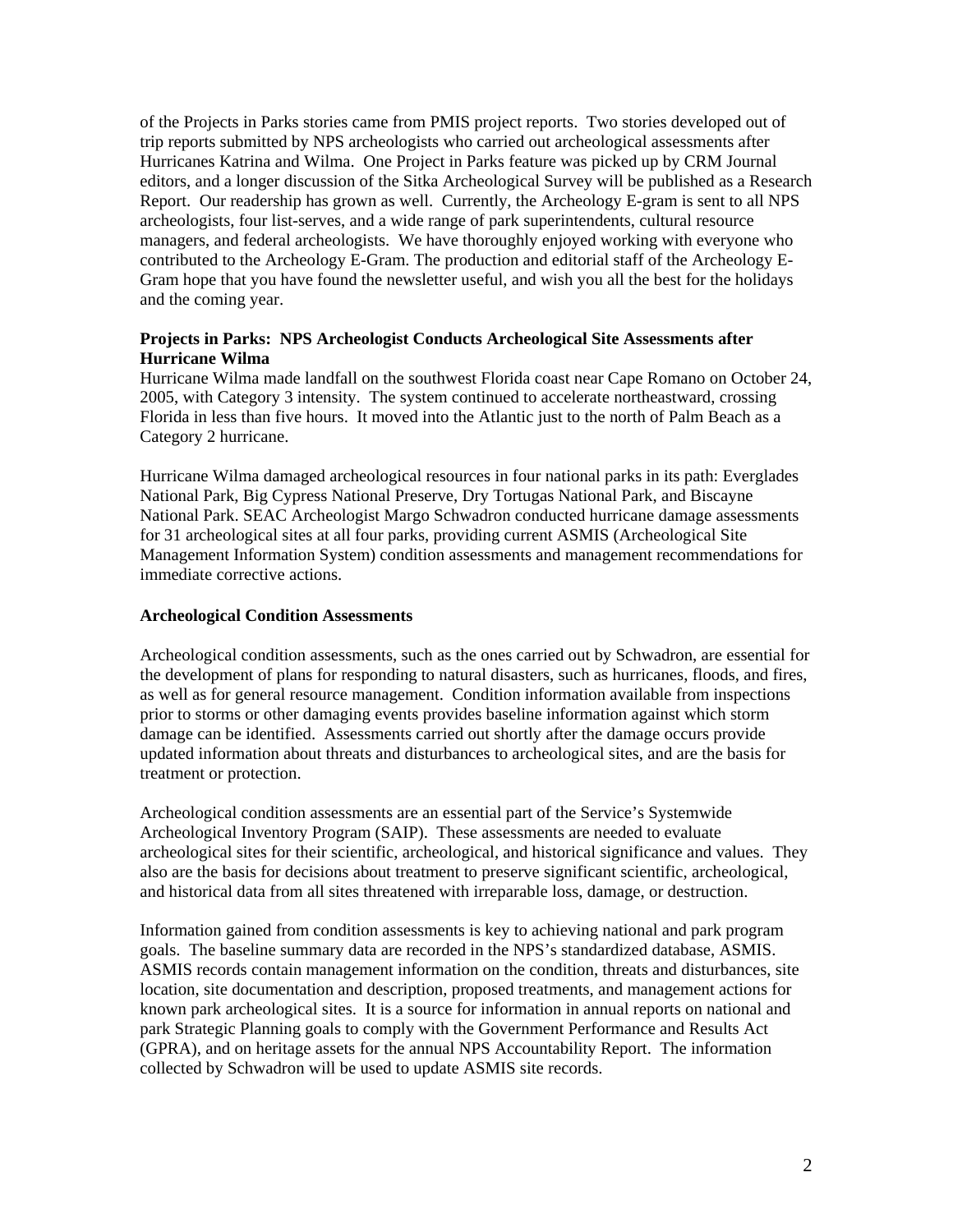of the Projects in Parks stories came from PMIS project reports. Two stories developed out of trip reports submitted by NPS archeologists who carried out archeological assessments after Hurricanes Katrina and Wilma. One Project in Parks feature was picked up by CRM Journal editors, and a longer discussion of the Sitka Archeological Survey will be published as a Research Report. Our readership has grown as well. Currently, the Archeology E-gram is sent to all NPS archeologists, four list-serves, and a wide range of park superintendents, cultural resource managers, and federal archeologists. We have thoroughly enjoyed working with everyone who contributed to the Archeology E-Gram. The production and editorial staff of the Archeology E-Gram hope that you have found the newsletter useful, and wish you all the best for the holidays and the coming year.

**Projects in Parks: NPS Archeologist Conducts Archeological Site Assessments after Hurricane Wilma**

Hurricane Wilma made landfall on the southwest Florida coast near Cape Romano on October 24, 2005, with Category 3 intensity. The system continued to accelerate northeastward, crossing Florida in less than five hours. It moved into the Atlantic just to the north of Palm Beach as a Category 2 hurricane.

Hurricane Wilma damaged archeological resources in four national parks in its path: Everglades National Park, Big Cypress National Preserve, Dry Tortugas National Park, and Biscayne National Park. SEAC Archeologist Margo Schwadron conducted hurricane damage assessments for 31 archeological sites at all four parks, providing current ASMIS (Archeological Site Management Information System) condition assessments and management recommendations for immediate corrective actions.

**Archeological Condition Assessments**

Archeological condition assessments, such as the ones carried out by Schwadron, are essential for the development of plans for responding to natural disasters, such as hurricanes, floods, and fires, as well as for general resource management. Condition information available from inspections prior to storms or other damaging events provides baseline information against which storm damage can be identified. Assessments carried out shortly after the damage occurs provide updated information about threats and disturbances to archeological sites, and are the basis for treatment or protection.

Archeological condition assessments are an essential part of the Service's Systemwide Archeological Inventory Program (SAIP). These assessments are needed to evaluate archeological sites for their scientific, archeological, and historical significance and values. They also are the basis for decisions about treatment to preserve significant scientific, archeological, and historical data from all sites threatened with irreparable loss, damage, or destruction.

Information gained from condition assessments is key to achieving national and park program goals. The baseline summary data are recorded in the NPS's standardized database, ASMIS. ASMIS records contain management information on the condition, threats and disturbances, site location, site documentation and description, proposed treatments, and management actions for known park archeological sites. It is a source for information in annual reports on national and park Strategic Planning goals to comply with the Government Performance and Results Act (GPRA), and on heritage assets for the annual NPS Accountability Report. The information collected by Schwadron will be used to update ASMIS site records.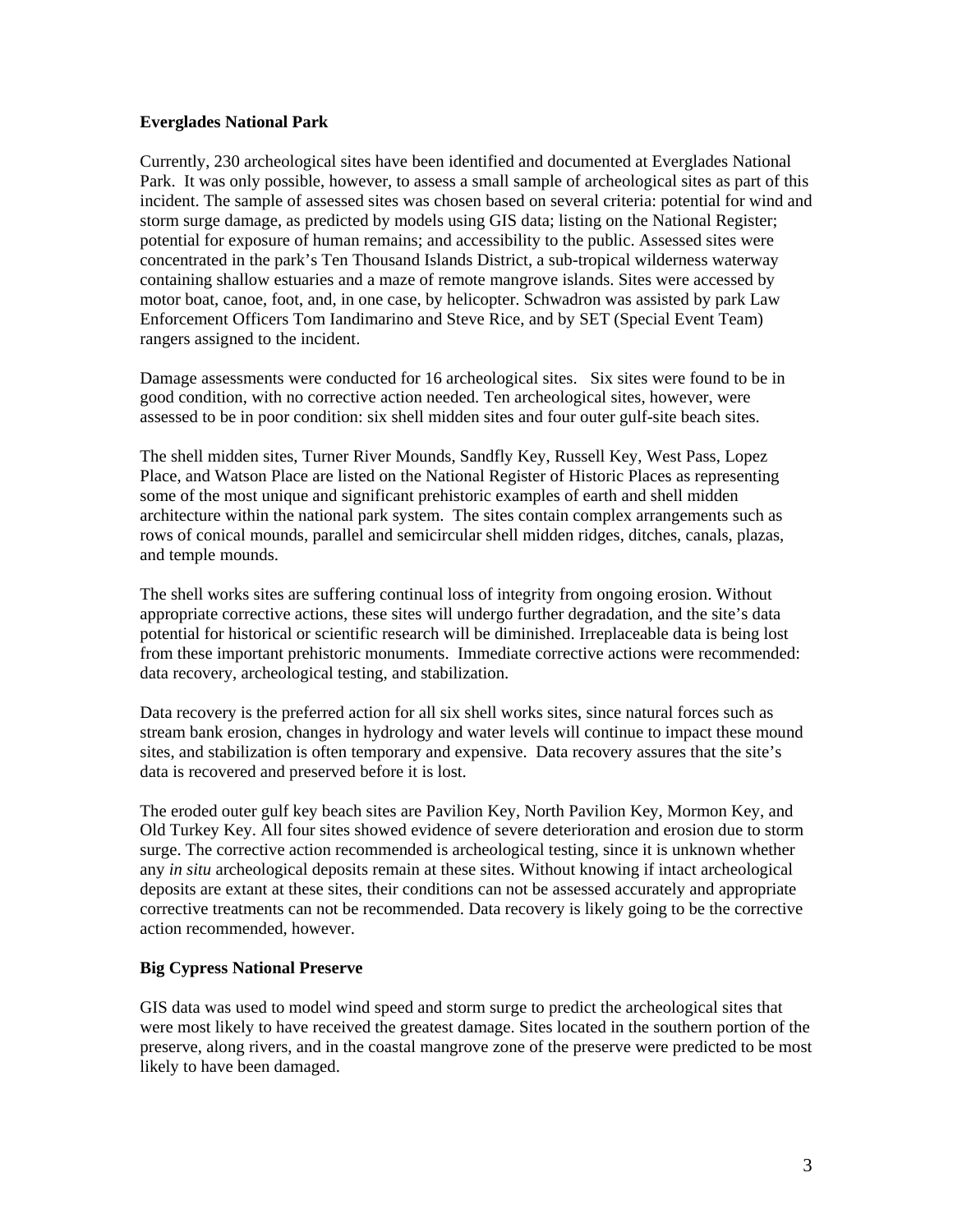**Everglades National Park**

Currently, 230 archeological sites have been identified and documented at Everglades National Park. It was only possible, however, to assess a small sample of archeological sites as part of this incident. The sample of assessed sites was chosen based on several criteria: potential for wind and storm surge damage, as predicted by models using GIS data; listing on the National Register; potential for exposure of human remains; and accessibility to the public. Assessed sites were concentrated in the park's Ten Thousand Islands District, a sub-tropical wilderness waterway containing shallow estuaries and a maze of remote mangrove islands. Sites were accessed by motor boat, canoe, foot, and, in one case, by helicopter. Schwadron was assisted by park Law Enforcement Officers Tom Iandimarino and Steve Rice, and by SET (Special Event Team) rangers assigned to the incident.

Damage assessments were conducted for 16 archeological sites. Six sites were found to be in good condition, with no corrective action needed. Ten archeological sites, however, were assessed to be in poor condition: six shell midden sites and four outer gulf-site beach sites.

The shell midden sites, Turner River Mounds, Sandfly Key, Russell Key, West Pass, Lopez Place, and Watson Place are listed on the National Register of Historic Places as representing some of the most unique and significant prehistoric examples of earth and shell midden architecture within the national park system. The sites contain complex arrangements such as rows of conical mounds, parallel and semicircular shell midden ridges, ditches, canals, plazas, and temple mounds.

The shell works sites are suffering continual loss of integrity from ongoing erosion. Without appropriate corrective actions, these sites will undergo further degradation, and the site's data potential for historical or scientific research will be diminished. Irreplaceable data is being lost from these important prehistoric monuments. Immediate corrective actions were recommended: data recovery, archeological testing, and stabilization.

Data recovery is the preferred action for all six shell works sites, since natural forces such as stream bank erosion, changes in hydrology and water levels will continue to impact these mound sites, and stabilization is often temporary and expensive. Data recovery assures that the site's data is recovered and preserved before it is lost.

The eroded outer gulf key beach sites are Pavilion Key, North Pavilion Key, Mormon Key, and Old Turkey Key. All four sites showed evidence of severe deterioration and erosion due to storm surge. The corrective action recommended is archeological testing, since it is unknown whether any *in situ* archeological deposits remain at these sites. Without knowing if intact archeological deposits are extant at these sites, their conditions can not be assessed accurately and appropriate corrective treatments can not be recommended. Data recovery is likely going to be the corrective action recommended, however.

**Big Cypress National Preserve**

GIS data was used to model wind speed and storm surge to predict the archeological sites that were most likely to have received the greatest damage. Sites located in the southern portion of the preserve, along rivers, and in the coastal mangrove zone of the preserve were predicted to be most likely to have been damaged.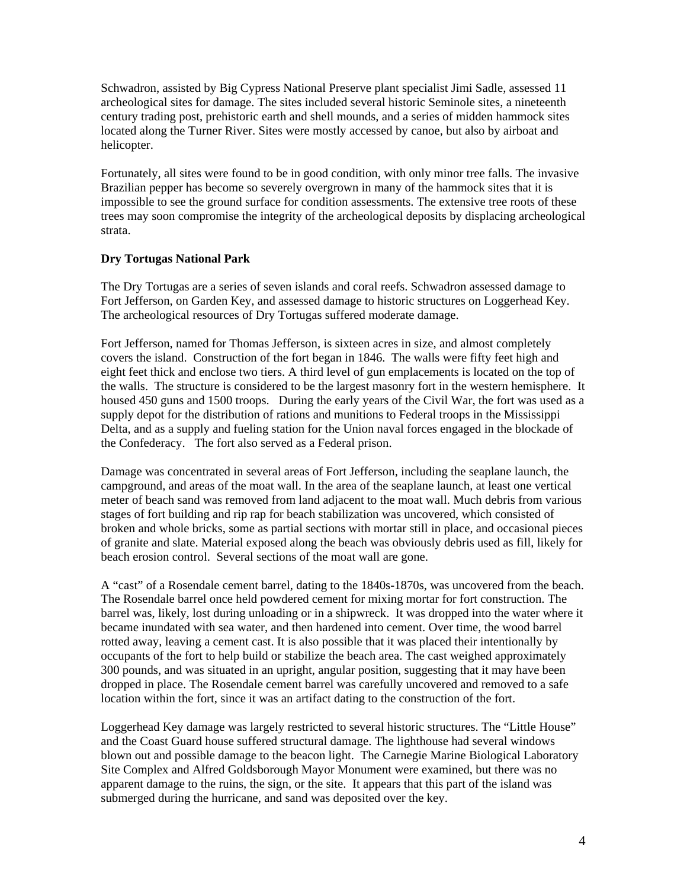Schwadron, assisted by Big Cypress National Preserve plant specialist Jimi Sadle, assessed 11 archeological sites for damage. The sites included several historic Seminole sites, a nineteenth century trading post, prehistoric earth and shell mounds, and a series of midden hammock sites located along the Turner River. Sites were mostly accessed by canoe, but also by airboat and helicopter.

Fortunately, all sites were found to be in good condition, with only minor tree falls. The invasive Brazilian pepper has become so severely overgrown in many of the hammock sites that it is impossible to see the ground surface for condition assessments. The extensive tree roots of these trees may soon compromise the integrity of the archeological deposits by displacing archeological strata.

**Dry Tortugas National Park**

The Dry Tortugas are a series of seven islands and coral reefs. Schwadron assessed damage to Fort Jefferson, on Garden Key, and assessed damage to historic structures on Loggerhead Key. The archeological resources of Dry Tortugas suffered moderate damage.

Fort Jefferson, named for Thomas Jefferson, is sixteen acres in size, and almost completely covers the island. Construction of the fort began in 1846. The walls were fifty feet high and eight feet thick and enclose two tiers. A third level of gun emplacements is located on the top of the walls. The structure is considered to be the largest masonry fort in the western hemisphere. It housed 450 guns and 1500 troops. During the early years of the Civil War, the fort was used as a supply depot for the distribution of rations and munitions to Federal troops in the Mississippi Delta, and as a supply and fueling station for the Union naval forces engaged in the blockade of the Confederacy. The fort also served as a Federal prison.

Damage was concentrated in several areas of Fort Jefferson, including the seaplane launch, the campground, and areas of the moat wall. In the area of the seaplane launch, at least one vertical meter of beach sand was removed from land adjacent to the moat wall. Much debris from various stages of fort building and rip rap for beach stabilization was uncovered, which consisted of broken and whole bricks, some as partial sections with mortar still in place, and occasional pieces of granite and slate. Material exposed along the beach was obviously debris used as fill, likely for beach erosion control. Several sections of the moat wall are gone.

A "cast" of a Rosendale cement barrel, dating to the 1840s-1870s, was uncovered from the beach. The Rosendale barrel once held powdered cement for mixing mortar for fort construction. The barrel was, likely, lost during unloading or in a shipwreck. It was dropped into the water where it became inundated with sea water, and then hardened into cement. Over time, the wood barrel rotted away, leaving a cement cast. It is also possible that it was placed their intentionally by occupants of the fort to help build or stabilize the beach area. The cast weighed approximately 300 pounds, and was situated in an upright, angular position, suggesting that it may have been dropped in place. The Rosendale cement barrel was carefully uncovered and removed to a safe location within the fort, since it was an artifact dating to the construction of the fort.

Loggerhead Key damage was largely restricted to several historic structures. The "Little House" and the Coast Guard house suffered structural damage. The lighthouse had several windows blown out and possible damage to the beacon light. The Carnegie Marine Biological Laboratory Site Complex and Alfred Goldsborough Mayor Monument were examined, but there was no apparent damage to the ruins, the sign, or the site. It appears that this part of the island was submerged during the hurricane, and sand was deposited over the key.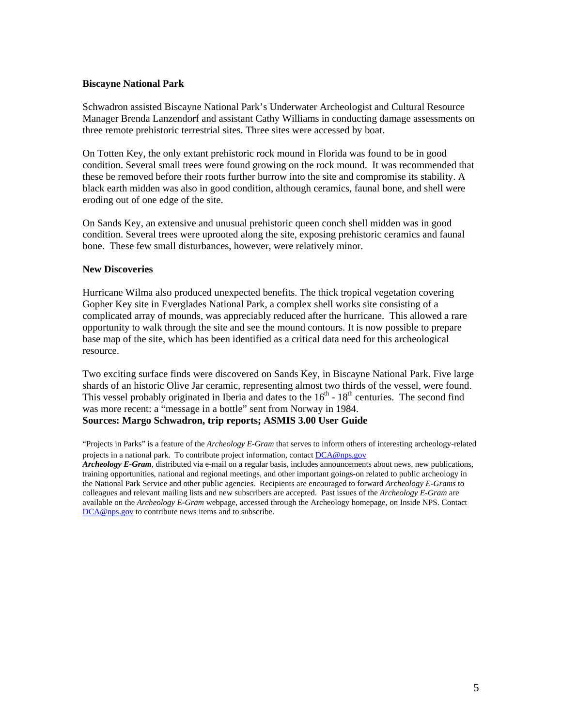**Biscayne National Park**

Schwadron assisted Biscayne National Park's Underwater Archeologist and Cultural Resource Manager Brenda Lanzendorf and assistant Cathy Williams in conducting damage assessments on three remote prehistoric terrestrial sites. Three sites were accessed by boat.

On Totten Key, the only extant prehistoric rock mound in Florida was found to be in good condition. Several small trees were found growing on the rock mound. It was recommended that these be removed before their roots further burrow into the site and compromise its stability. A black earth midden was also in good condition, although ceramics, faunal bone, and shell were eroding out of one edge of the site.

On Sands Key, an extensive and unusual prehistoric queen conch shell midden was in good condition. Several trees were uprooted along the site, exposing prehistoric ceramics and faunal bone. These few small disturbances, however, were relatively minor.

**New Discoveries**

Hurricane Wilma also produced unexpected benefits. The thick tropical vegetation covering Gopher Key site in Everglades National Park, a complex shell works site consisting of a complicated array of mounds, was appreciably reduced after the hurricane. This allowed a rare opportunity to walk through the site and see the mound contours. It is now possible to prepare base map of the site, which has been identified as a critical data need for this archeological resource.

Two exciting surface finds were discovered on Sands Key, in Biscayne National Park. Five large shards of an historic Olive Jar ceramic, representing almost two thirds of the vessel, were found. This vessel probably originated in Iberia and dates to the 16th - 18th centuries. The second find was more recent: a "message in a bottle" sent from Norway in 1984.

**Sources: Margo Schwadron, trip reports; ASMIS 3.00 User Guide**

"Projects in Parks" is a feature of the *Archeology E-Gram* that serves to inform others of interesting archeology-related projects in a national park. To contribute project information, contact DCA@nps.gov

***Archeology E-Gram***, distributed via e-mail on a regular basis, includes announcements about news, new publications, training opportunities, national and regional meetings, and other important goings-on related to public archeology in the National Park Service and other public agencies. Recipients are encouraged to forward *Archeology E-Grams* to colleagues and relevant mailing lists and new subscribers are accepted. Past issues of the *Archeology E-Gram* are available on the *Archeology E-Gram* webpage, accessed through the Archeology homepage, on Inside NPS. Contact DCA@nps.gov to contribute news items and to subscribe.